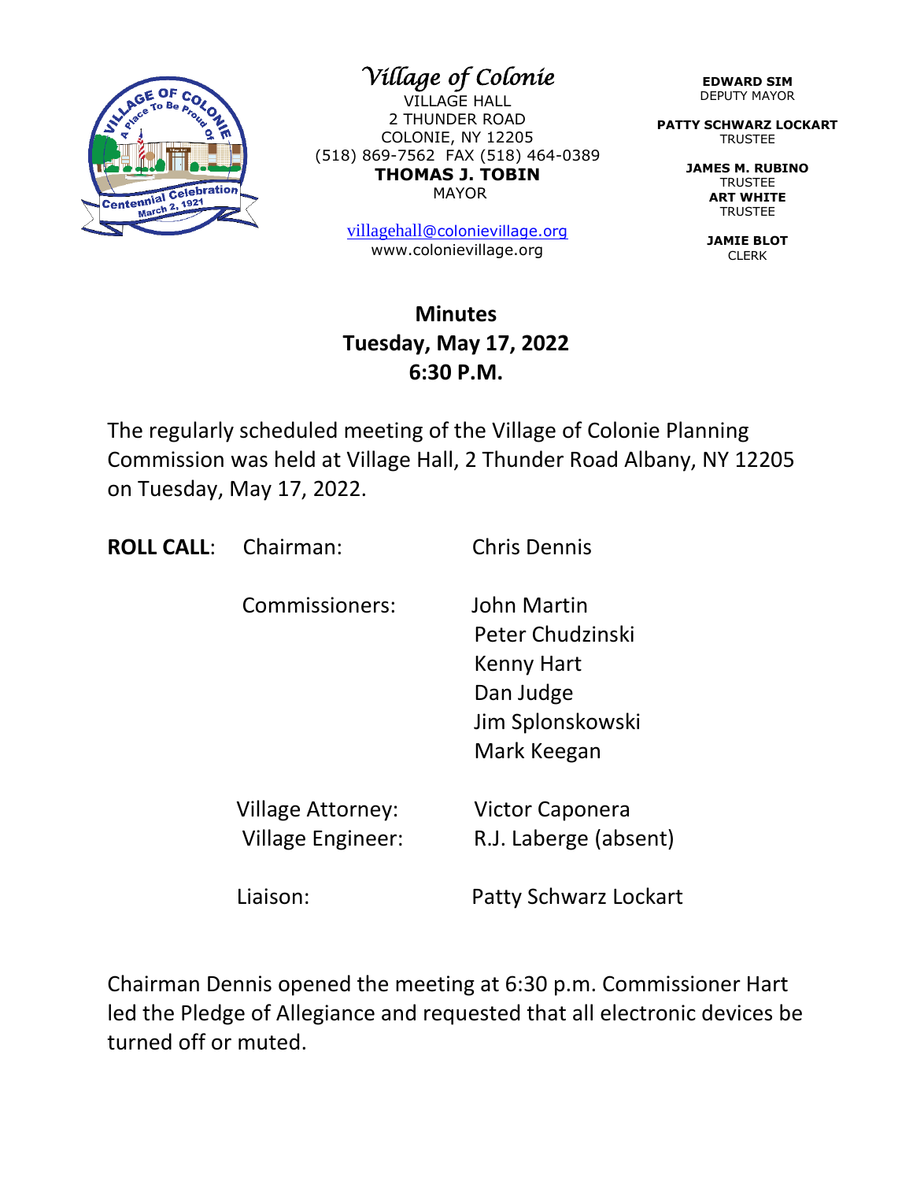# *Village of Colonie*

VILLAGE HALL
2 THUNDER ROAD
COLONIE, NY 12205
(518) 869-7562 FAX (518) 464-0389
**THOMAS J. TOBIN**
MAYOR

villagehall@colonievillage.org
www.colonievillage.org

**EDWARD SIM**
DEPUTY MAYOR

**PATTY SCHWARZ LOCKART**
TRUSTEE

**JAMES M. RUBINO**
TRUSTEE

**ART WHITE**
TRUSTEE

**JAMIE BLOT**
CLERK

## Minutes
## Tuesday, May 17, 2022
## 6:30 P.M.

The regularly scheduled meeting of the Village of Colonie Planning Commission was held at Village Hall, 2 Thunder Road Albany, NY 12205 on Tuesday, May 17, 2022.

**ROLL CALL**: Chairman: Chris Dennis

Commissioners: John Martin
Peter Chudzinski
Kenny Hart
Dan Judge
Jim Splonskowski
Mark Keegan

Village Attorney: Victor Caponera
Village Engineer: R.J. Laberge (absent)

Liaison: Patty Schwarz Lockart

Chairman Dennis opened the meeting at 6:30 p.m. Commissioner Hart led the Pledge of Allegiance and requested that all electronic devices be turned off or muted.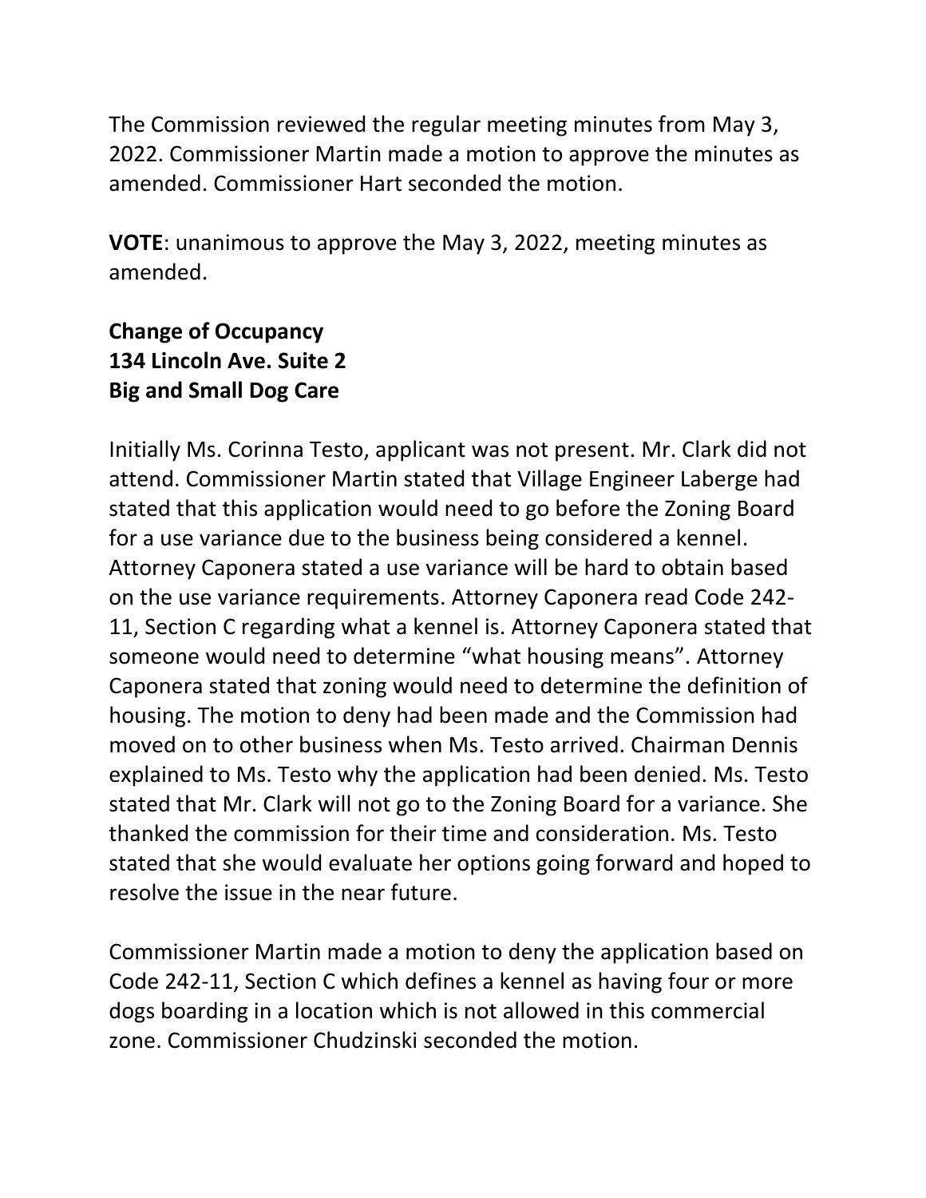The Commission reviewed the regular meeting minutes from May 3, 2022. Commissioner Martin made a motion to approve the minutes as amended. Commissioner Hart seconded the motion.

**VOTE**: unanimous to approve the May 3, 2022, meeting minutes as amended.

**Change of Occupancy**
**134 Lincoln Ave. Suite 2**
**Big and Small Dog Care**

Initially Ms. Corinna Testo, applicant was not present. Mr. Clark did not attend. Commissioner Martin stated that Village Engineer Laberge had stated that this application would need to go before the Zoning Board for a use variance due to the business being considered a kennel. Attorney Caponera stated a use variance will be hard to obtain based on the use variance requirements. Attorney Caponera read Code 242-11, Section C regarding what a kennel is. Attorney Caponera stated that someone would need to determine "what housing means". Attorney Caponera stated that zoning would need to determine the definition of housing. The motion to deny had been made and the Commission had moved on to other business when Ms. Testo arrived. Chairman Dennis explained to Ms. Testo why the application had been denied. Ms. Testo stated that Mr. Clark will not go to the Zoning Board for a variance. She thanked the commission for their time and consideration. Ms. Testo stated that she would evaluate her options going forward and hoped to resolve the issue in the near future.

Commissioner Martin made a motion to deny the application based on Code 242-11, Section C which defines a kennel as having four or more dogs boarding in a location which is not allowed in this commercial zone. Commissioner Chudzinski seconded the motion.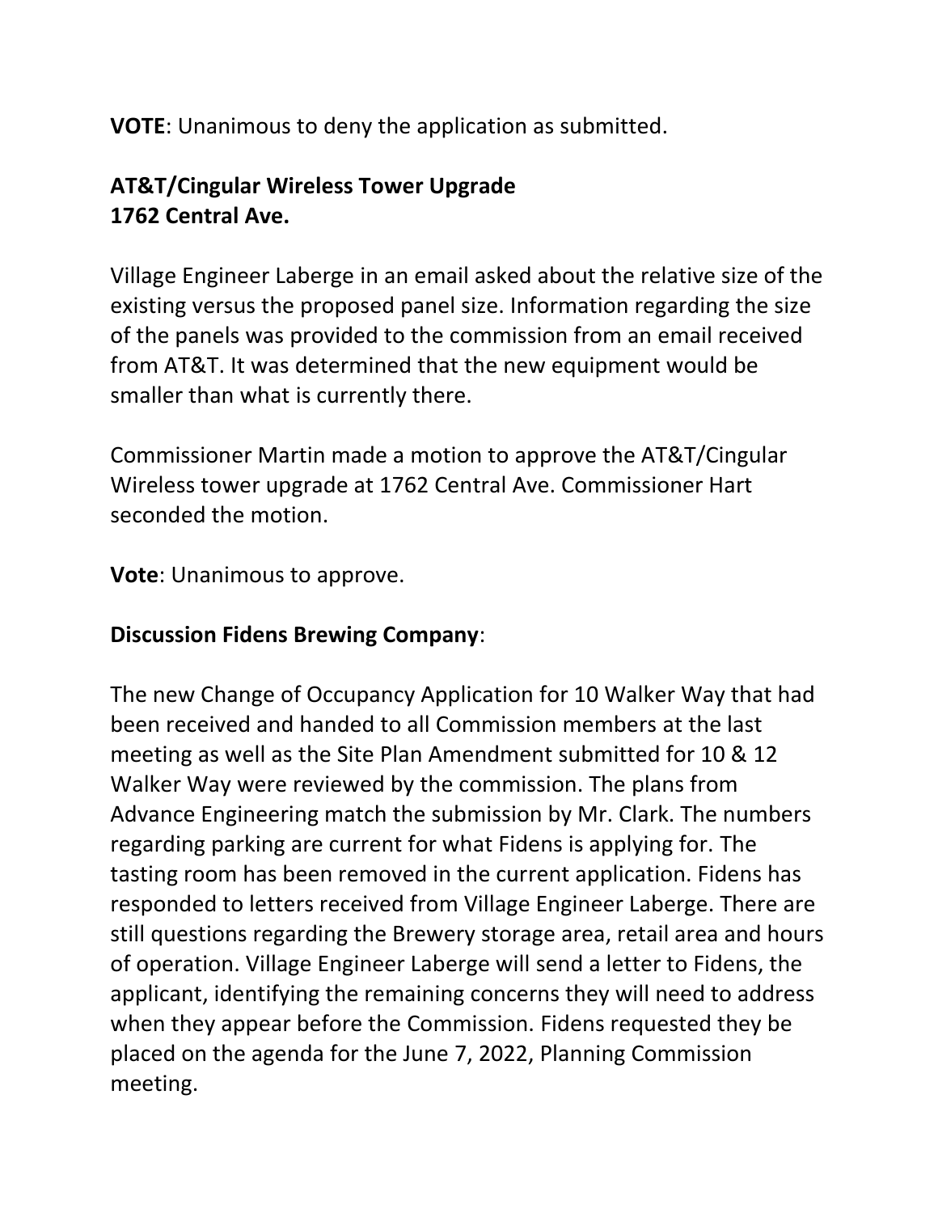**VOTE**: Unanimous to deny the application as submitted.

**AT&T/Cingular Wireless Tower Upgrade**
**1762 Central Ave.**

Village Engineer Laberge in an email asked about the relative size of the existing versus the proposed panel size. Information regarding the size of the panels was provided to the commission from an email received from AT&T. It was determined that the new equipment would be smaller than what is currently there.

Commissioner Martin made a motion to approve the AT&T/Cingular Wireless tower upgrade at 1762 Central Ave. Commissioner Hart seconded the motion.

**Vote**: Unanimous to approve.

**Discussion Fidens Brewing Company**:

The new Change of Occupancy Application for 10 Walker Way that had been received and handed to all Commission members at the last meeting as well as the Site Plan Amendment submitted for 10 & 12 Walker Way were reviewed by the commission. The plans from Advance Engineering match the submission by Mr. Clark. The numbers regarding parking are current for what Fidens is applying for. The tasting room has been removed in the current application. Fidens has responded to letters received from Village Engineer Laberge. There are still questions regarding the Brewery storage area, retail area and hours of operation. Village Engineer Laberge will send a letter to Fidens, the applicant, identifying the remaining concerns they will need to address when they appear before the Commission. Fidens requested they be placed on the agenda for the June 7, 2022, Planning Commission meeting.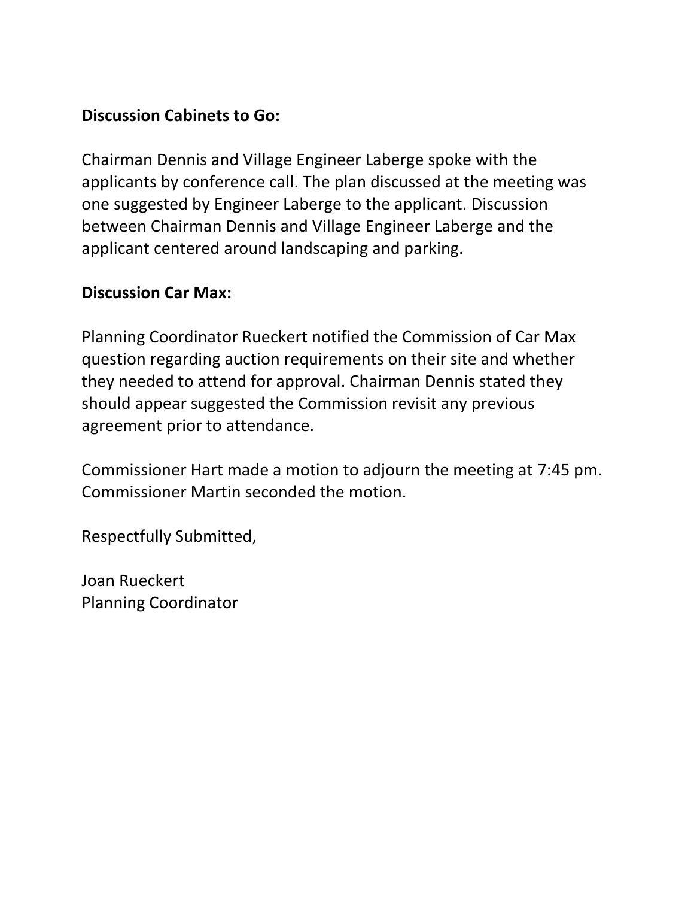**Discussion Cabinets to Go:**

Chairman Dennis and Village Engineer Laberge spoke with the applicants by conference call. The plan discussed at the meeting was one suggested by Engineer Laberge to the applicant. Discussion between Chairman Dennis and Village Engineer Laberge and the applicant centered around landscaping and parking.

**Discussion Car Max:**

Planning Coordinator Rueckert notified the Commission of Car Max question regarding auction requirements on their site and whether they needed to attend for approval. Chairman Dennis stated they should appear suggested the Commission revisit any previous agreement prior to attendance.

Commissioner Hart made a motion to adjourn the meeting at 7:45 pm. Commissioner Martin seconded the motion.

Respectfully Submitted,

Joan Rueckert
Planning Coordinator